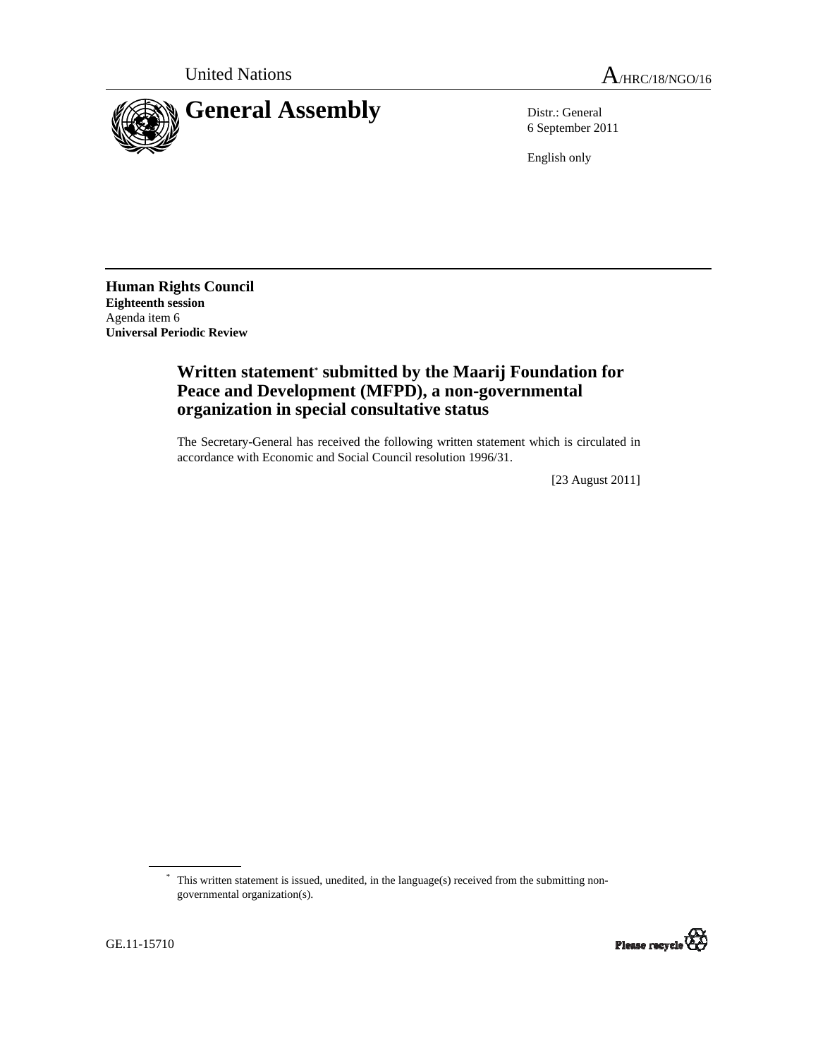United Nations A/HRC/18/NGO/16

# General Assembly

Distr.: General
6 September 2011

English only

**Human Rights Council**
**Eighteenth session**
Agenda item 6
**Universal Periodic Review**

## Written statement* submitted by the Maarij Foundation for Peace and Development (MFPD), a non-governmental organization in special consultative status

The Secretary-General has received the following written statement which is circulated in accordance with Economic and Social Council resolution 1996/31.

[23 August 2011]

* This written statement is issued, unedited, in the language(s) received from the submitting non-governmental organization(s).

GE.11-15710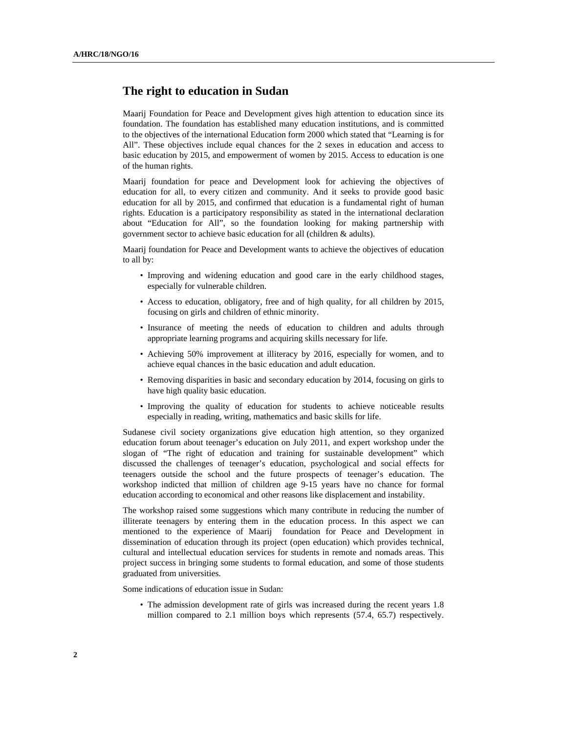## The right to education in Sudan

Maarij Foundation for Peace and Development gives high attention to education since its foundation. The foundation has established many education institutions, and is committed to the objectives of the international Education form 2000 which stated that "Learning is for All". These objectives include equal chances for the 2 sexes in education and access to basic education by 2015, and empowerment of women by 2015. Access to education is one of the human rights.

Maarij foundation for peace and Development look for achieving the objectives of education for all, to every citizen and community. And it seeks to provide good basic education for all by 2015, and confirmed that education is a fundamental right of human rights. Education is a participatory responsibility as stated in the international declaration about "Education for All", so the foundation looking for making partnership with government sector to achieve basic education for all (children & adults).

Maarij foundation for Peace and Development wants to achieve the objectives of education to all by:

- Improving and widening education and good care in the early childhood stages, especially for vulnerable children.
- Access to education, obligatory, free and of high quality, for all children by 2015, focusing on girls and children of ethnic minority.
- Insurance of meeting the needs of education to children and adults through appropriate learning programs and acquiring skills necessary for life.
- Achieving 50% improvement at illiteracy by 2016, especially for women, and to achieve equal chances in the basic education and adult education.
- Removing disparities in basic and secondary education by 2014, focusing on girls to have high quality basic education.
- Improving the quality of education for students to achieve noticeable results especially in reading, writing, mathematics and basic skills for life.

Sudanese civil society organizations give education high attention, so they organized education forum about teenager's education on July 2011, and expert workshop under the slogan of "The right of education and training for sustainable development" which discussed the challenges of teenager's education, psychological and social effects for teenagers outside the school and the future prospects of teenager's education. The workshop indicted that million of children age 9-15 years have no chance for formal education according to economical and other reasons like displacement and instability.

The workshop raised some suggestions which many contribute in reducing the number of illiterate teenagers by entering them in the education process. In this aspect we can mentioned to the experience of Maarij foundation for Peace and Development in dissemination of education through its project (open education) which provides technical, cultural and intellectual education services for students in remote and nomads areas. This project success in bringing some students to formal education, and some of those students graduated from universities.

Some indications of education issue in Sudan:

- The admission development rate of girls was increased during the recent years 1.8 million compared to 2.1 million boys which represents (57.4, 65.7) respectively.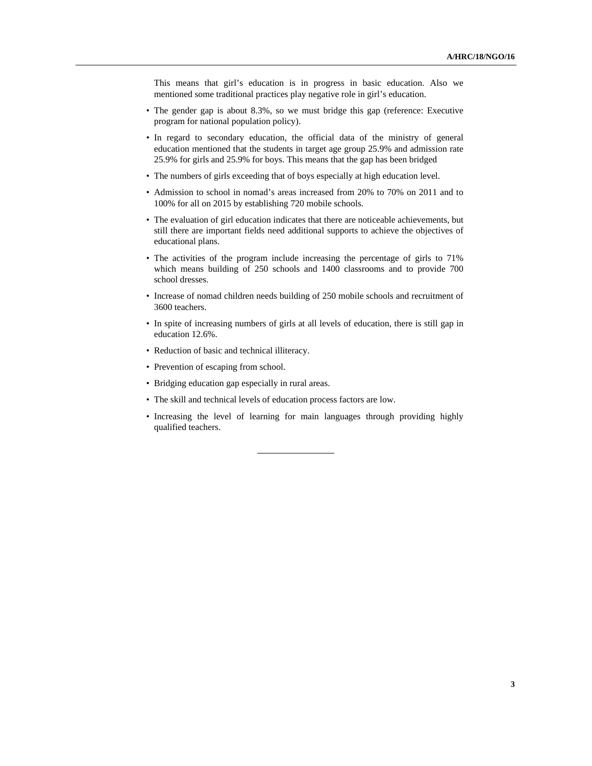This means that girl's education is in progress in basic education. Also we mentioned some traditional practices play negative role in girl's education.

- The gender gap is about 8.3%, so we must bridge this gap (reference: Executive program for national population policy).
- In regard to secondary education, the official data of the ministry of general education mentioned that the students in target age group 25.9% and admission rate 25.9% for girls and 25.9% for boys. This means that the gap has been bridged
- The numbers of girls exceeding that of boys especially at high education level.
- Admission to school in nomad's areas increased from 20% to 70% on 2011 and to 100% for all on 2015 by establishing 720 mobile schools.
- The evaluation of girl education indicates that there are noticeable achievements, but still there are important fields need additional supports to achieve the objectives of educational plans.
- The activities of the program include increasing the percentage of girls to 71% which means building of 250 schools and 1400 classrooms and to provide 700 school dresses.
- Increase of nomad children needs building of 250 mobile schools and recruitment of 3600 teachers.
- In spite of increasing numbers of girls at all levels of education, there is still gap in education 12.6%.
- Reduction of basic and technical illiteracy.
- Prevention of escaping from school.
- Bridging education gap especially in rural areas.
- The skill and technical levels of education process factors are low.
- Increasing the level of learning for main languages through providing highly qualified teachers.